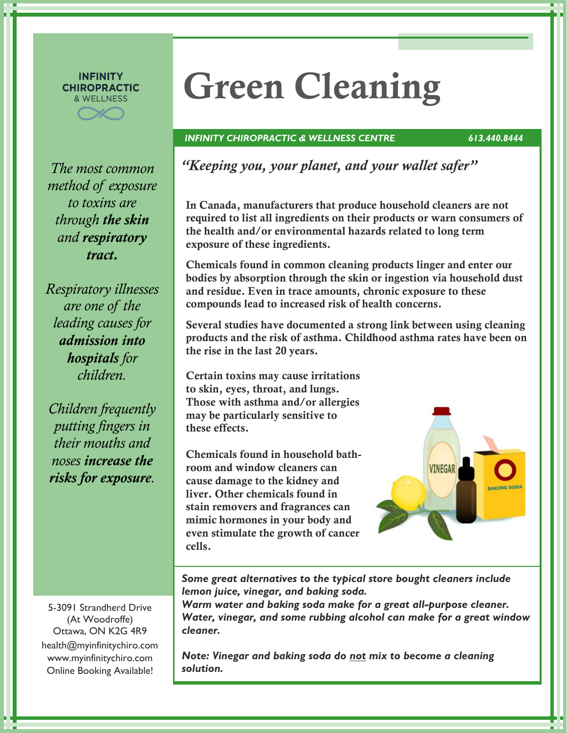INFINITY CHIROPRACTIC & WELLNESS

# Green Cleaning

***INFINITY CHIROPRACTIC & WELLNESS CENTRE*** ***613.440.8444***

*"Keeping you, your planet, and your wallet safer"*

**In Canada, manufacturers that produce household cleaners are not required to list all ingredients on their products or warn consumers of the health and/or environmental hazards related to long term exposure of these ingredients.**

**Chemicals found in common cleaning products linger and enter our bodies by absorption through the skin or ingestion via household dust and residue. Even in trace amounts, chronic exposure to these compounds lead to increased risk of health concerns.**

**Several studies have documented a strong link between using cleaning products and the risk of asthma. Childhood asthma rates have been on the rise in the last 20 years.**

**Certain toxins may cause irritations to skin, eyes, throat, and lungs. Those with asthma and/or allergies may be particularly sensitive to these effects.**

**Chemicals found in household bathroom and window cleaners can cause damage to the kidney and liver. Other chemicals found in stain removers and fragrances can mimic hormones in your body and even stimulate the growth of cancer cells.**

*The most common method of exposure to toxins are through* ***the skin*** *and* ***respiratory tract.***

*Respiratory illnesses are one of the leading causes for* ***admission into hospitals*** *for children.*

*Children frequently putting fingers in their mouths and noses* ***increase the risks for exposure****.*

***Some great alternatives to the typical store bought cleaners include lemon juice, vinegar, and baking soda.***
***Warm water and baking soda make for a great all-purpose cleaner.***
***Water, vinegar, and some rubbing alcohol can make for a great window cleaner.***

***Note: Vinegar and baking soda do <u>not</u> mix to become a cleaning solution.***

5-3091 Strandherd Drive
(At Woodroffe)
Ottawa, ON K2G 4R9
health@myinfinitychiro.com
www.myinfinitychiro.com
Online Booking Available!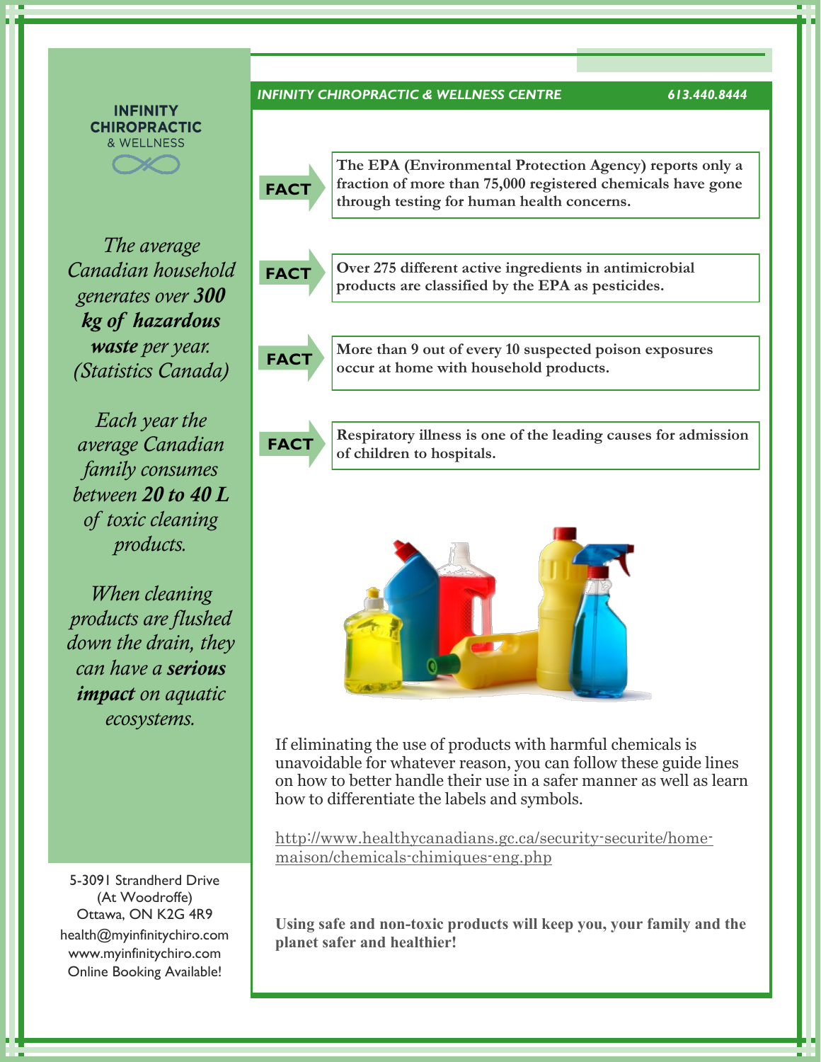**INFINITY CHIROPRACTIC & WELLNESS**

*The average Canadian household generates over **300 kg of hazardous waste** per year. (Statistics Canada)*

*Each year the average Canadian family consumes between **20 to 40 L** of toxic cleaning products.*

*When cleaning products are flushed down the drain, they can have a **serious impact** on aquatic ecosystems.*

5-3091 Strandherd Drive
(At Woodroffe)
Ottawa, ON K2G 4R9
health@myinfinitychiro.com
www.myinfinitychiro.com
Online Booking Available!

***INFINITY CHIROPRACTIC & WELLNESS CENTRE*** ***613.440.8444***

**FACT** — **The EPA (Environmental Protection Agency) reports only a fraction of more than 75,000 registered chemicals have gone through testing for human health concerns.**

**FACT** — **Over 275 different active ingredients in antimicrobial products are classified by the EPA as pesticides.**

**FACT** — **More than 9 out of every 10 suspected poison exposures occur at home with household products.**

**FACT** — **Respiratory illness is one of the leading causes for admission of children to hospitals.**

If eliminating the use of products with harmful chemicals is unavoidable for whatever reason, you can follow these guide lines on how to better handle their use in a safer manner as well as learn how to differentiate the labels and symbols.

http://www.healthycanadians.gc.ca/security-securite/home-maison/chemicals-chimiques-eng.php

**Using safe and non-toxic products will keep you, your family and the planet safer and healthier!**